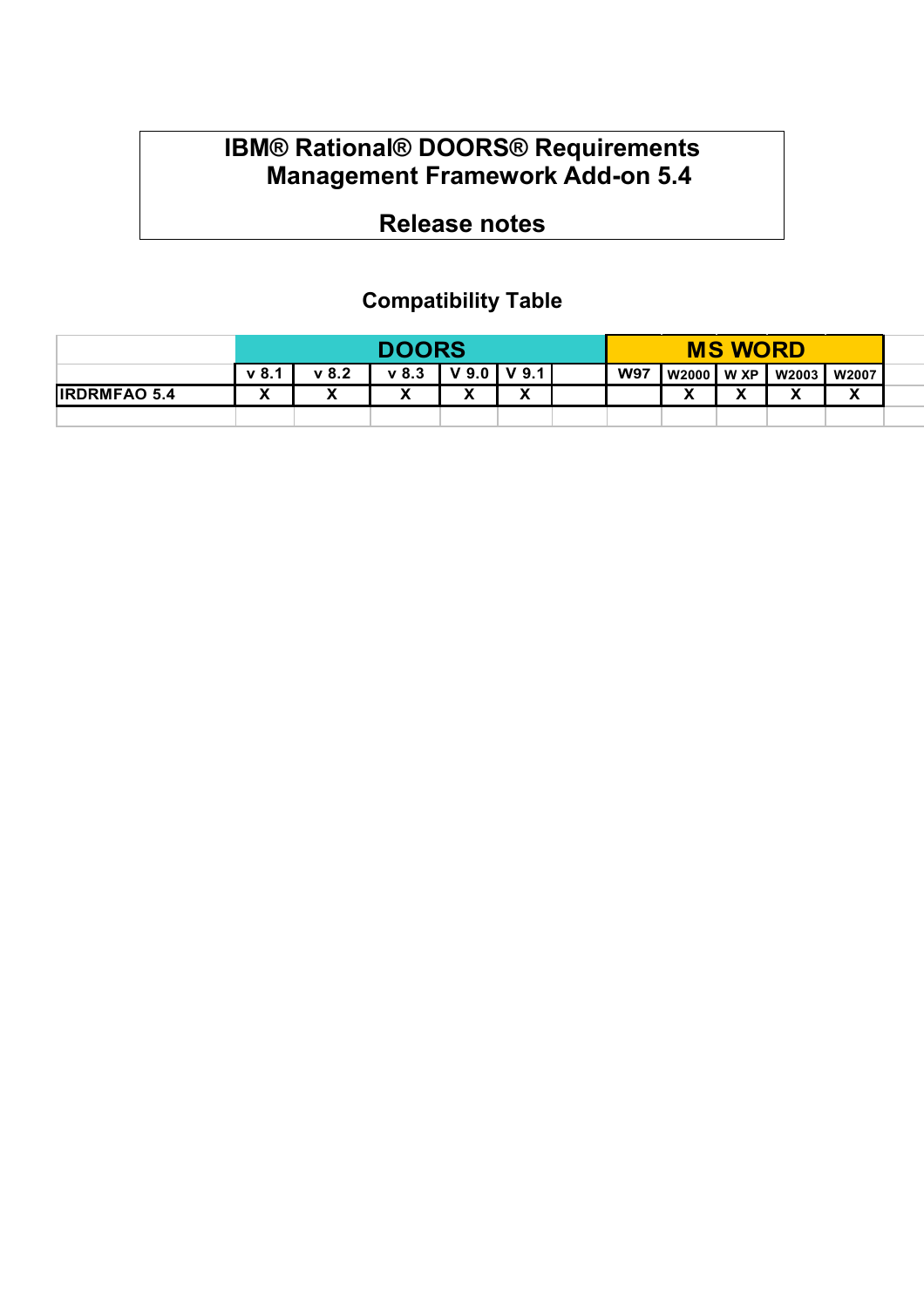# IBM® Rational® DOORS® Requirements Management Framework Add-on 5.4

## Release notes

### Compatibility Table

| | DOORS | | | | | | MS WORD | | | | |
|---|---|---|---|---|---|---|---|---|---|---|---|
| | v 8.1 | v 8.2 | v 8.3 | V 9.0 | V 9.1 | | W97 | W2000 | W XP | W2003 | W2007 |
| IRDRMFAO 5.4 | X | X | X | X | X | | | X | X | X | X |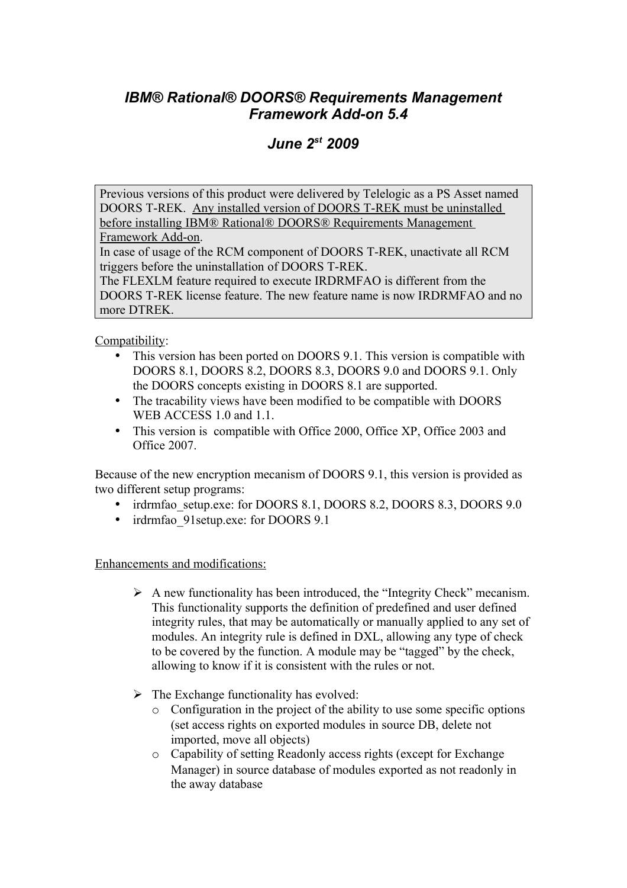# *IBM® Rational® DOORS® Requirements Management Framework Add-on 5.4*

## *June 2^st 2009*

> Previous versions of this product were delivered by Telelogic as a PS Asset named DOORS T-REK. Any installed version of DOORS T-REK must be uninstalled before installing IBM® Rational® DOORS® Requirements Management Framework Add-on.
> In case of usage of the RCM component of DOORS T-REK, unactivate all RCM triggers before the uninstallation of DOORS T-REK.
> The FLEXLM feature required to execute IRDRMFAO is different from the DOORS T-REK license feature. The new feature name is now IRDRMFAO and no more DTREK.

Compatibility:

- This version has been ported on DOORS 9.1. This version is compatible with DOORS 8.1, DOORS 8.2, DOORS 8.3, DOORS 9.0 and DOORS 9.1. Only the DOORS concepts existing in DOORS 8.1 are supported.
- The tracability views have been modified to be compatible with DOORS WEB ACCESS 1.0 and 1.1.
- This version is compatible with Office 2000, Office XP, Office 2003 and Office 2007.

Because of the new encryption mecanism of DOORS 9.1, this version is provided as two different setup programs:

- irdrmfao_setup.exe: for DOORS 8.1, DOORS 8.2, DOORS 8.3, DOORS 9.0
- irdrmfao_91setup.exe: for DOORS 9.1

Enhancements and modifications:

- A new functionality has been introduced, the "Integrity Check" mecanism. This functionality supports the definition of predefined and user defined integrity rules, that may be automatically or manually applied to any set of modules. An integrity rule is defined in DXL, allowing any type of check to be covered by the function. A module may be "tagged" by the check, allowing to know if it is consistent with the rules or not.
- The Exchange functionality has evolved:
  - Configuration in the project of the ability to use some specific options (set access rights on exported modules in source DB, delete not imported, move all objects)
  - Capability of setting Readonly access rights (except for Exchange Manager) in source database of modules exported as not readonly in the away database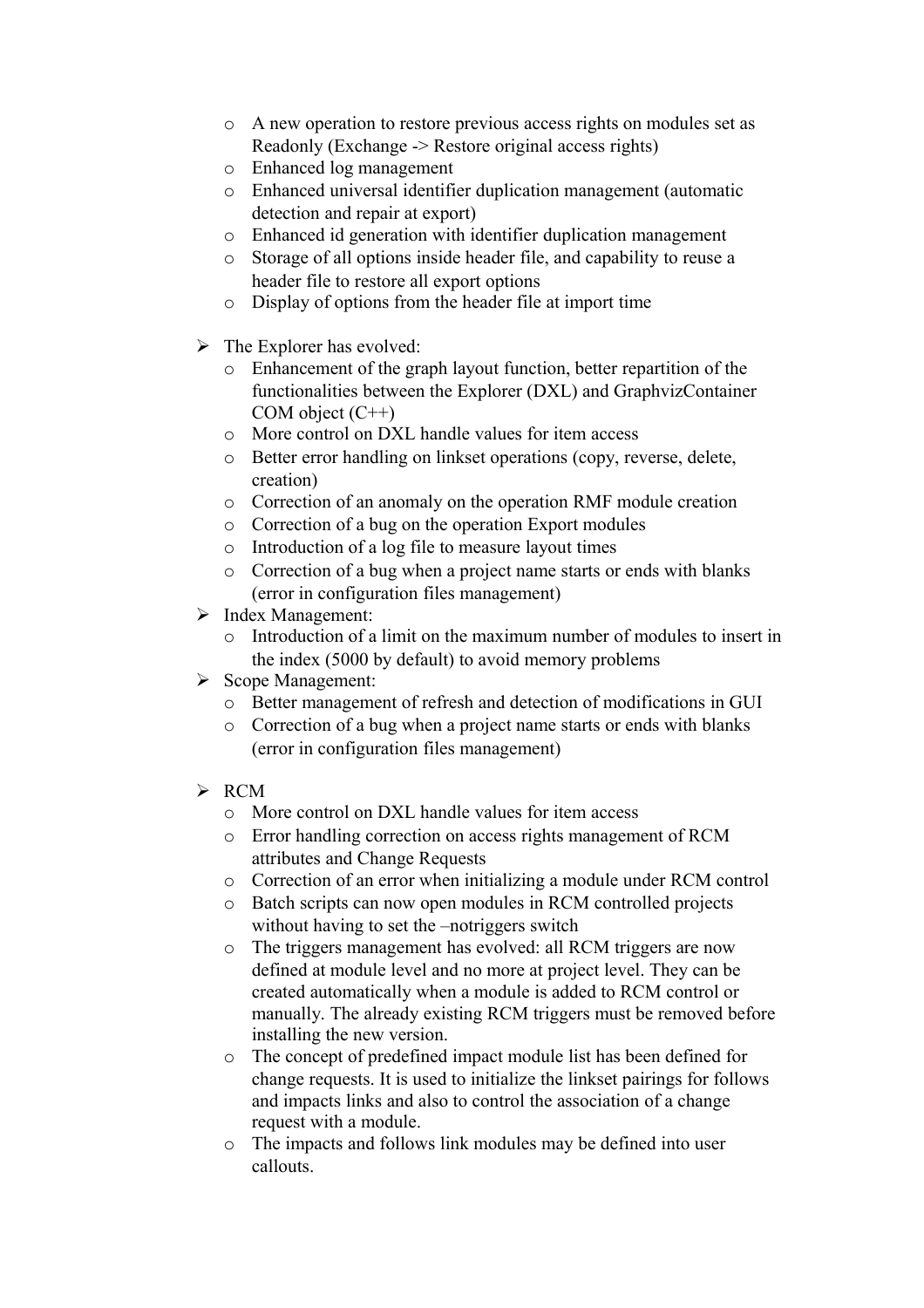- A new operation to restore previous access rights on modules set as Readonly (Exchange -> Restore original access rights)
  - Enhanced log management
  - Enhanced universal identifier duplication management (automatic detection and repair at export)
  - Enhanced id generation with identifier duplication management
  - Storage of all options inside header file, and capability to reuse a header file to restore all export options
  - Display of options from the header file at import time

- The Explorer has evolved:
  - Enhancement of the graph layout function, better repartition of the functionalities between the Explorer (DXL) and GraphvizContainer COM object (C++)
  - More control on DXL handle values for item access
  - Better error handling on linkset operations (copy, reverse, delete, creation)
  - Correction of an anomaly on the operation RMF module creation
  - Correction of a bug on the operation Export modules
  - Introduction of a log file to measure layout times
  - Correction of a bug when a project name starts or ends with blanks (error in configuration files management)
- Index Management:
  - Introduction of a limit on the maximum number of modules to insert in the index (5000 by default) to avoid memory problems
- Scope Management:
  - Better management of refresh and detection of modifications in GUI
  - Correction of a bug when a project name starts or ends with blanks (error in configuration files management)

- RCM
  - More control on DXL handle values for item access
  - Error handling correction on access rights management of RCM attributes and Change Requests
  - Correction of an error when initializing a module under RCM control
  - Batch scripts can now open modules in RCM controlled projects without having to set the –notriggers switch
  - The triggers management has evolved: all RCM triggers are now defined at module level and no more at project level. They can be created automatically when a module is added to RCM control or manually. The already existing RCM triggers must be removed before installing the new version.
  - The concept of predefined impact module list has been defined for change requests. It is used to initialize the linkset pairings for follows and impacts links and also to control the association of a change request with a module.
  - The impacts and follows link modules may be defined into user callouts.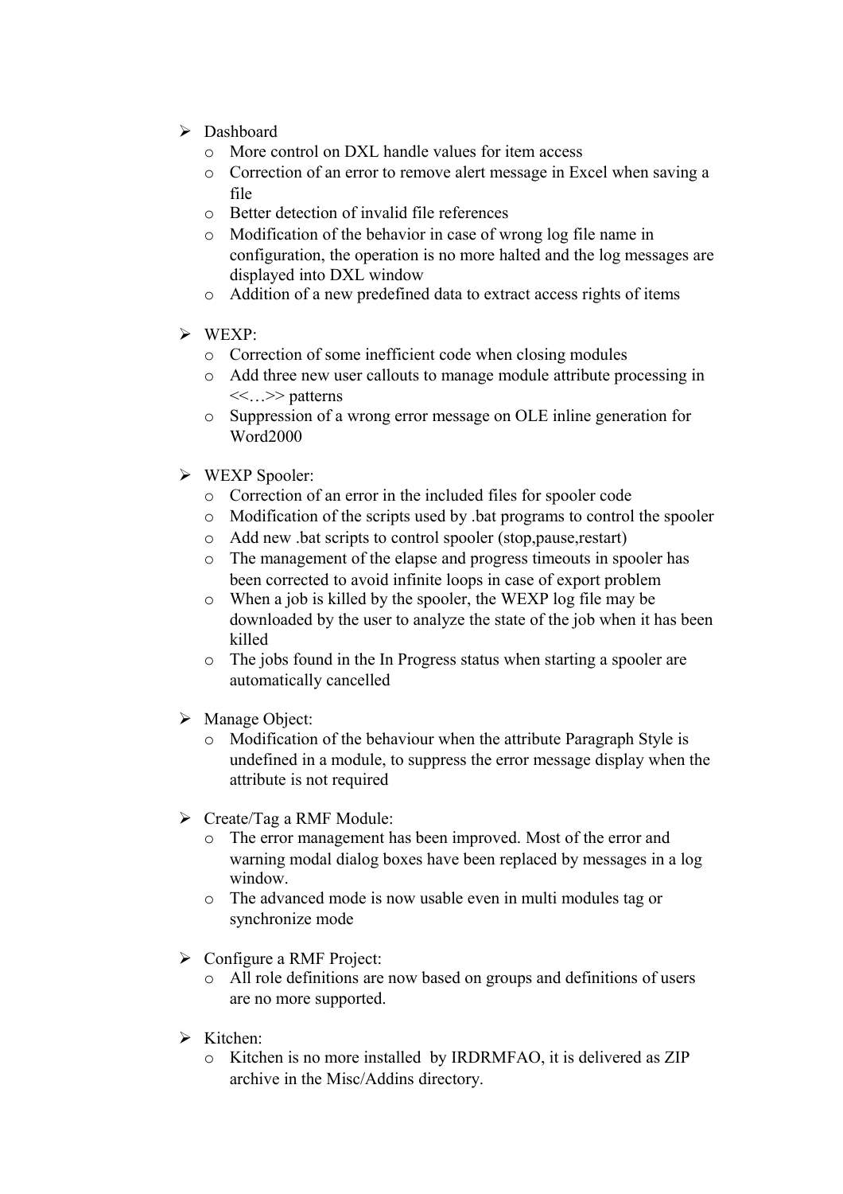- Dashboard
  - More control on DXL handle values for item access
  - Correction of an error to remove alert message in Excel when saving a file
  - Better detection of invalid file references
  - Modification of the behavior in case of wrong log file name in configuration, the operation is no more halted and the log messages are displayed into DXL window
  - Addition of a new predefined data to extract access rights of items

- WEXP:
  - Correction of some inefficient code when closing modules
  - Add three new user callouts to manage module attribute processing in <<…>> patterns
  - Suppression of a wrong error message on OLE inline generation for Word2000

- WEXP Spooler:
  - Correction of an error in the included files for spooler code
  - Modification of the scripts used by .bat programs to control the spooler
  - Add new .bat scripts to control spooler (stop,pause,restart)
  - The management of the elapse and progress timeouts in spooler has been corrected to avoid infinite loops in case of export problem
  - When a job is killed by the spooler, the WEXP log file may be downloaded by the user to analyze the state of the job when it has been killed
  - The jobs found in the In Progress status when starting a spooler are automatically cancelled

- Manage Object:
  - Modification of the behaviour when the attribute Paragraph Style is undefined in a module, to suppress the error message display when the attribute is not required

- Create/Tag a RMF Module:
  - The error management has been improved. Most of the error and warning modal dialog boxes have been replaced by messages in a log window.
  - The advanced mode is now usable even in multi modules tag or synchronize mode

- Configure a RMF Project:
  - All role definitions are now based on groups and definitions of users are no more supported.

- Kitchen:
  - Kitchen is no more installed  by IRDRMFAO, it is delivered as ZIP archive in the Misc/Addins directory.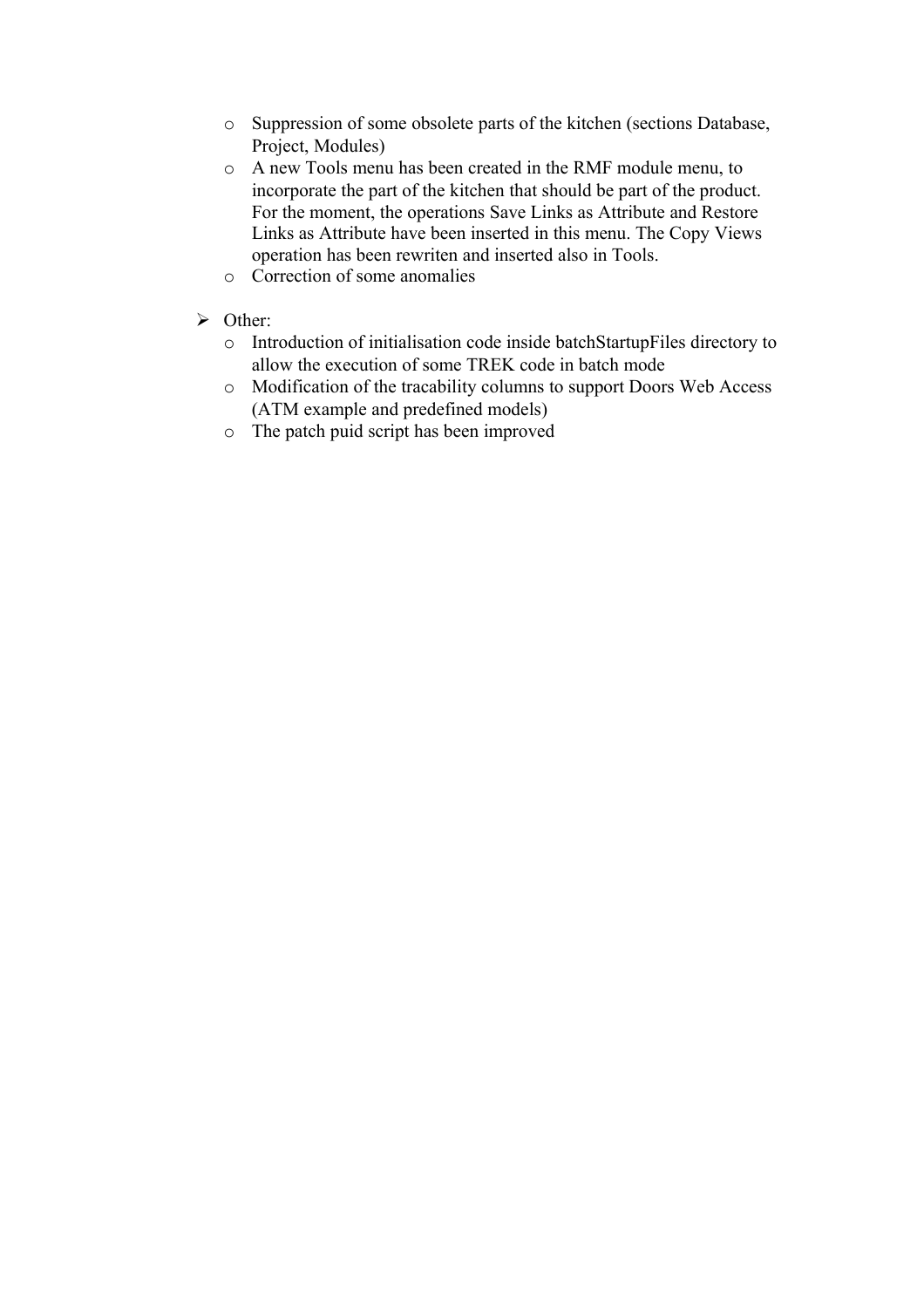- Suppression of some obsolete parts of the kitchen (sections Database, Project, Modules)
  - A new Tools menu has been created in the RMF module menu, to incorporate the part of the kitchen that should be part of the product. For the moment, the operations Save Links as Attribute and Restore Links as Attribute have been inserted in this menu. The Copy Views operation has been rewriten and inserted also in Tools.
  - Correction of some anomalies

- Other:
  - Introduction of initialisation code inside batchStartupFiles directory to allow the execution of some TREK code in batch mode
  - Modification of the tracability columns to support Doors Web Access (ATM example and predefined models)
  - The patch puid script has been improved